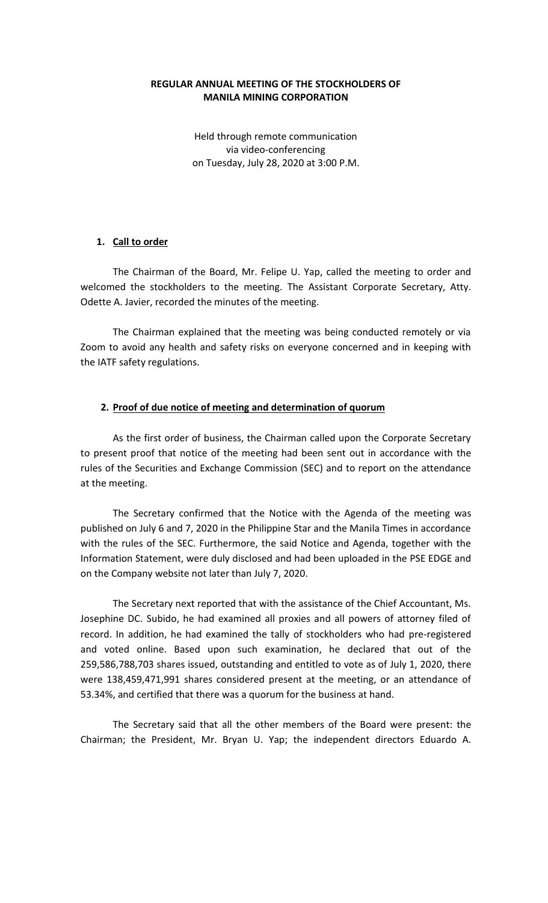# REGULAR ANNUAL MEETING OF THE STOCKHOLDERS OF MANILA MINING CORPORATION

Held through remote communication
via video-conferencing
on Tuesday, July 28, 2020 at 3:00 P.M.

## 1. Call to order

The Chairman of the Board, Mr. Felipe U. Yap, called the meeting to order and welcomed the stockholders to the meeting. The Assistant Corporate Secretary, Atty. Odette A. Javier, recorded the minutes of the meeting.

The Chairman explained that the meeting was being conducted remotely or via Zoom to avoid any health and safety risks on everyone concerned and in keeping with the IATF safety regulations.

## 2. Proof of due notice of meeting and determination of quorum

As the first order of business, the Chairman called upon the Corporate Secretary to present proof that notice of the meeting had been sent out in accordance with the rules of the Securities and Exchange Commission (SEC) and to report on the attendance at the meeting.

The Secretary confirmed that the Notice with the Agenda of the meeting was published on July 6 and 7, 2020 in the Philippine Star and the Manila Times in accordance with the rules of the SEC. Furthermore, the said Notice and Agenda, together with the Information Statement, were duly disclosed and had been uploaded in the PSE EDGE and on the Company website not later than July 7, 2020.

The Secretary next reported that with the assistance of the Chief Accountant, Ms. Josephine DC. Subido, he had examined all proxies and all powers of attorney filed of record. In addition, he had examined the tally of stockholders who had pre-registered and voted online. Based upon such examination, he declared that out of the 259,586,788,703 shares issued, outstanding and entitled to vote as of July 1, 2020, there were 138,459,471,991 shares considered present at the meeting, or an attendance of 53.34%, and certified that there was a quorum for the business at hand.

The Secretary said that all the other members of the Board were present: the Chairman; the President, Mr. Bryan U. Yap; the independent directors Eduardo A.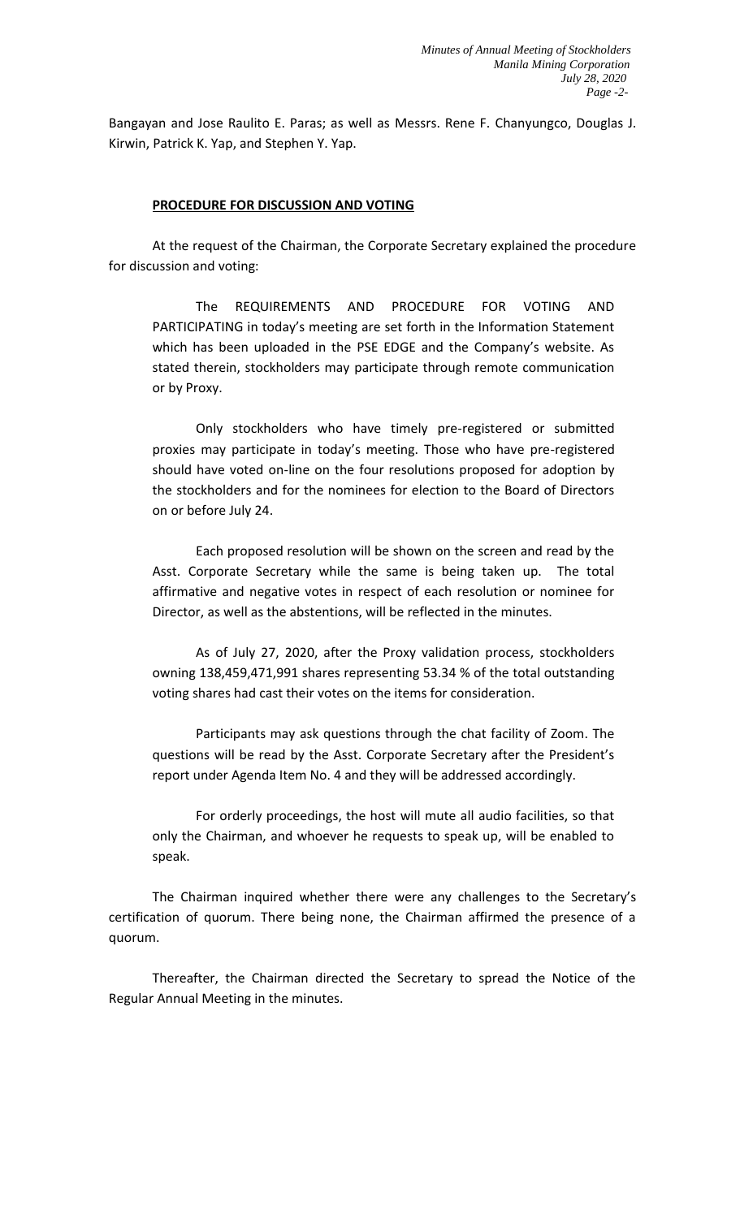Bangayan and Jose Raulito E. Paras; as well as Messrs. Rene F. Chanyungco, Douglas J. Kirwin, Patrick K. Yap, and Stephen Y. Yap.

**PROCEDURE FOR DISCUSSION AND VOTING**

At the request of the Chairman, the Corporate Secretary explained the procedure for discussion and voting:

> The REQUIREMENTS AND PROCEDURE FOR VOTING AND PARTICIPATING in today's meeting are set forth in the Information Statement which has been uploaded in the PSE EDGE and the Company's website. As stated therein, stockholders may participate through remote communication or by Proxy.
>
> Only stockholders who have timely pre-registered or submitted proxies may participate in today's meeting. Those who have pre-registered should have voted on-line on the four resolutions proposed for adoption by the stockholders and for the nominees for election to the Board of Directors on or before July 24.
>
> Each proposed resolution will be shown on the screen and read by the Asst. Corporate Secretary while the same is being taken up. The total affirmative and negative votes in respect of each resolution or nominee for Director, as well as the abstentions, will be reflected in the minutes.
>
> As of July 27, 2020, after the Proxy validation process, stockholders owning 138,459,471,991 shares representing 53.34 % of the total outstanding voting shares had cast their votes on the items for consideration.
>
> Participants may ask questions through the chat facility of Zoom. The questions will be read by the Asst. Corporate Secretary after the President's report under Agenda Item No. 4 and they will be addressed accordingly.
>
> For orderly proceedings, the host will mute all audio facilities, so that only the Chairman, and whoever he requests to speak up, will be enabled to speak.

The Chairman inquired whether there were any challenges to the Secretary's certification of quorum. There being none, the Chairman affirmed the presence of a quorum.

Thereafter, the Chairman directed the Secretary to spread the Notice of the Regular Annual Meeting in the minutes.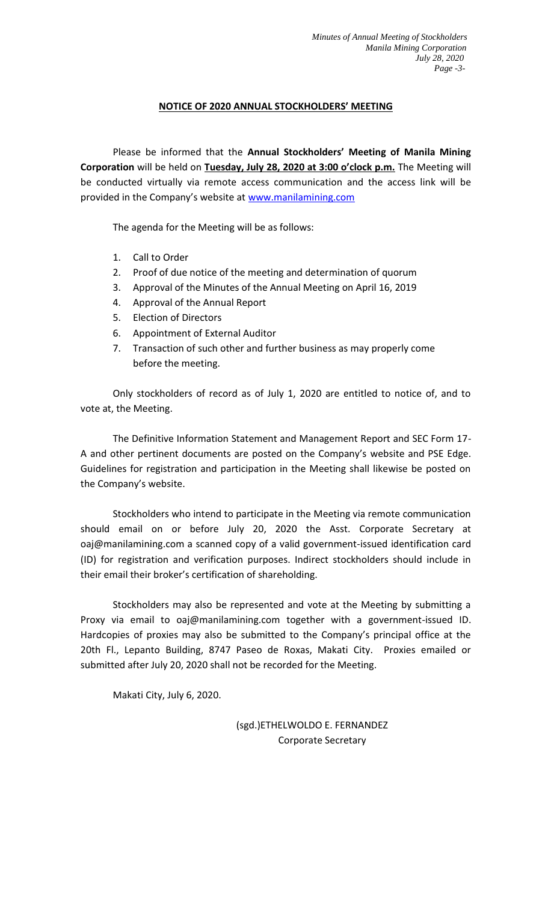## NOTICE OF 2020 ANNUAL STOCKHOLDERS' MEETING

Please be informed that the **Annual Stockholders' Meeting of Manila Mining Corporation** will be held on **Tuesday, July 28, 2020 at 3:00 o'clock p.m.** The Meeting will be conducted virtually via remote access communication and the access link will be provided in the Company's website at www.manilamining.com

The agenda for the Meeting will be as follows:

1. Call to Order
2. Proof of due notice of the meeting and determination of quorum
3. Approval of the Minutes of the Annual Meeting on April 16, 2019
4. Approval of the Annual Report
5. Election of Directors
6. Appointment of External Auditor
7. Transaction of such other and further business as may properly come before the meeting.

Only stockholders of record as of July 1, 2020 are entitled to notice of, and to vote at, the Meeting.

The Definitive Information Statement and Management Report and SEC Form 17-A and other pertinent documents are posted on the Company's website and PSE Edge. Guidelines for registration and participation in the Meeting shall likewise be posted on the Company's website.

Stockholders who intend to participate in the Meeting via remote communication should email on or before July 20, 2020 the Asst. Corporate Secretary at oaj@manilamining.com a scanned copy of a valid government-issued identification card (ID) for registration and verification purposes. Indirect stockholders should include in their email their broker's certification of shareholding.

Stockholders may also be represented and vote at the Meeting by submitting a Proxy via email to oaj@manilamining.com together with a government-issued ID. Hardcopies of proxies may also be submitted to the Company's principal office at the 20th Fl., Lepanto Building, 8747 Paseo de Roxas, Makati City. Proxies emailed or submitted after July 20, 2020 shall not be recorded for the Meeting.

Makati City, July 6, 2020.

(sgd.)ETHELWOLDO E. FERNANDEZ
Corporate Secretary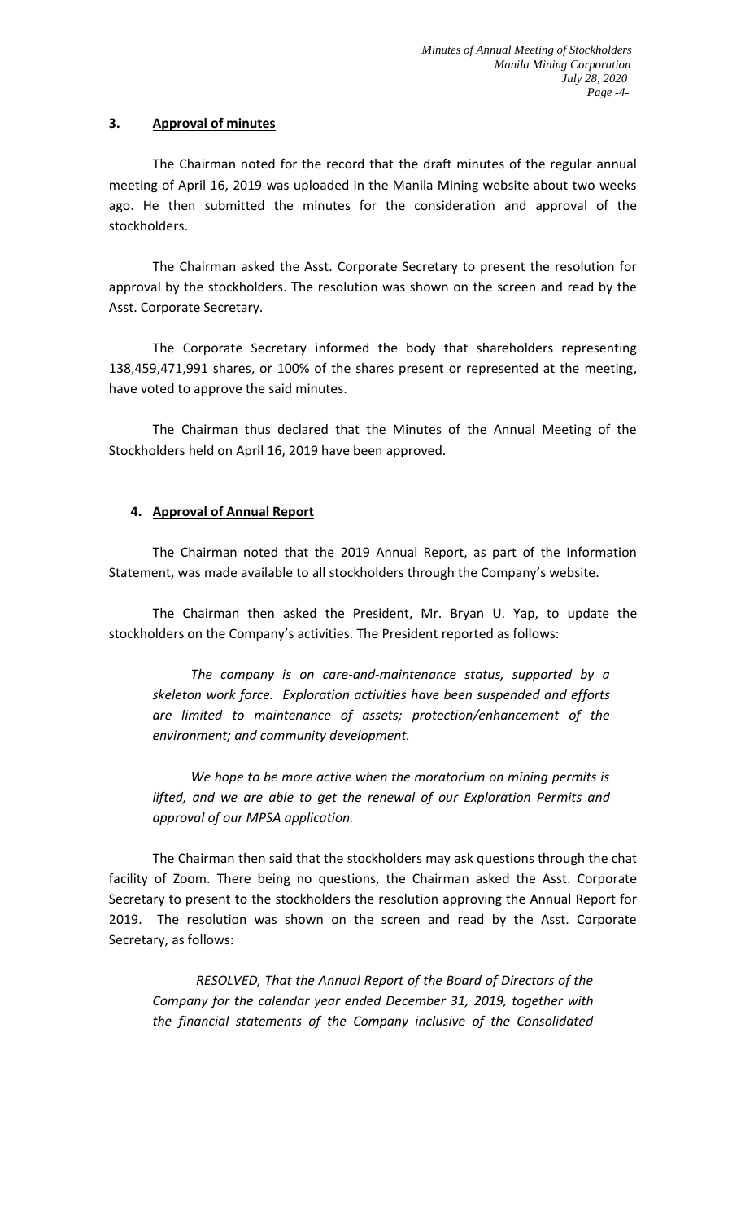### 3. Approval of minutes

The Chairman noted for the record that the draft minutes of the regular annual meeting of April 16, 2019 was uploaded in the Manila Mining website about two weeks ago. He then submitted the minutes for the consideration and approval of the stockholders.

The Chairman asked the Asst. Corporate Secretary to present the resolution for approval by the stockholders. The resolution was shown on the screen and read by the Asst. Corporate Secretary.

The Corporate Secretary informed the body that shareholders representing 138,459,471,991 shares, or 100% of the shares present or represented at the meeting, have voted to approve the said minutes.

The Chairman thus declared that the Minutes of the Annual Meeting of the Stockholders held on April 16, 2019 have been approved.

### 4. Approval of Annual Report

The Chairman noted that the 2019 Annual Report, as part of the Information Statement, was made available to all stockholders through the Company's website.

The Chairman then asked the President, Mr. Bryan U. Yap, to update the stockholders on the Company's activities. The President reported as follows:

> *The company is on care-and-maintenance status, supported by a skeleton work force. Exploration activities have been suspended and efforts are limited to maintenance of assets; protection/enhancement of the environment; and community development.*
>
> *We hope to be more active when the moratorium on mining permits is lifted, and we are able to get the renewal of our Exploration Permits and approval of our MPSA application.*

The Chairman then said that the stockholders may ask questions through the chat facility of Zoom. There being no questions, the Chairman asked the Asst. Corporate Secretary to present to the stockholders the resolution approving the Annual Report for 2019. The resolution was shown on the screen and read by the Asst. Corporate Secretary, as follows:

> *RESOLVED, That the Annual Report of the Board of Directors of the Company for the calendar year ended December 31, 2019, together with the financial statements of the Company inclusive of the Consolidated*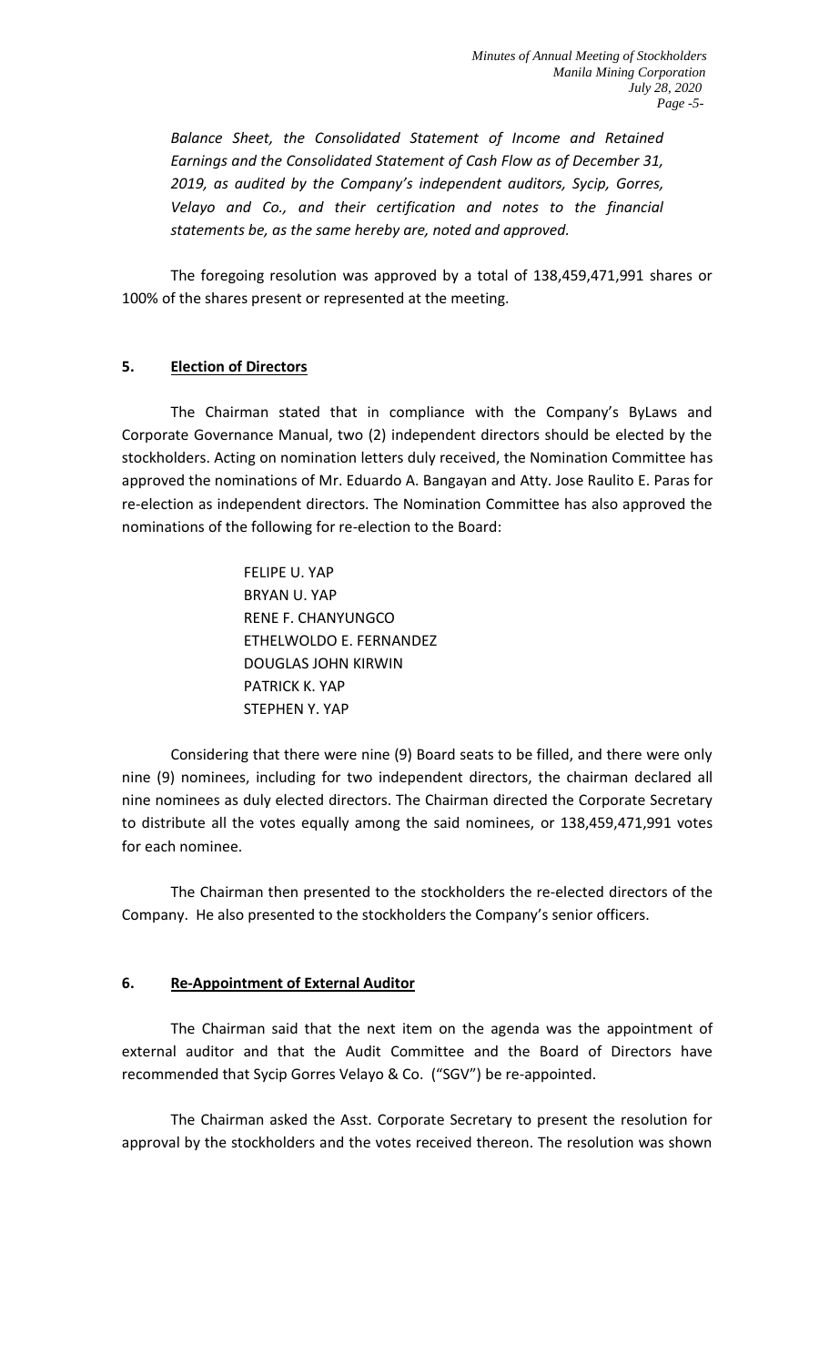*Balance Sheet, the Consolidated Statement of Income and Retained Earnings and the Consolidated Statement of Cash Flow as of December 31, 2019, as audited by the Company's independent auditors, Sycip, Gorres, Velayo and Co., and their certification and notes to the financial statements be, as the same hereby are, noted and approved.*

The foregoing resolution was approved by a total of 138,459,471,991 shares or 100% of the shares present or represented at the meeting.

**5. Election of Directors**

The Chairman stated that in compliance with the Company's ByLaws and Corporate Governance Manual, two (2) independent directors should be elected by the stockholders. Acting on nomination letters duly received, the Nomination Committee has approved the nominations of Mr. Eduardo A. Bangayan and Atty. Jose Raulito E. Paras for re-election as independent directors. The Nomination Committee has also approved the nominations of the following for re-election to the Board:

FELIPE U. YAP
BRYAN U. YAP
RENE F. CHANYUNGCO
ETHELWOLDO E. FERNANDEZ
DOUGLAS JOHN KIRWIN
PATRICK K. YAP
STEPHEN Y. YAP

Considering that there were nine (9) Board seats to be filled, and there were only nine (9) nominees, including for two independent directors, the chairman declared all nine nominees as duly elected directors. The Chairman directed the Corporate Secretary to distribute all the votes equally among the said nominees, or 138,459,471,991 votes for each nominee.

The Chairman then presented to the stockholders the re-elected directors of the Company. He also presented to the stockholders the Company's senior officers.

**6. Re-Appointment of External Auditor**

The Chairman said that the next item on the agenda was the appointment of external auditor and that the Audit Committee and the Board of Directors have recommended that Sycip Gorres Velayo & Co. ("SGV") be re-appointed.

The Chairman asked the Asst. Corporate Secretary to present the resolution for approval by the stockholders and the votes received thereon. The resolution was shown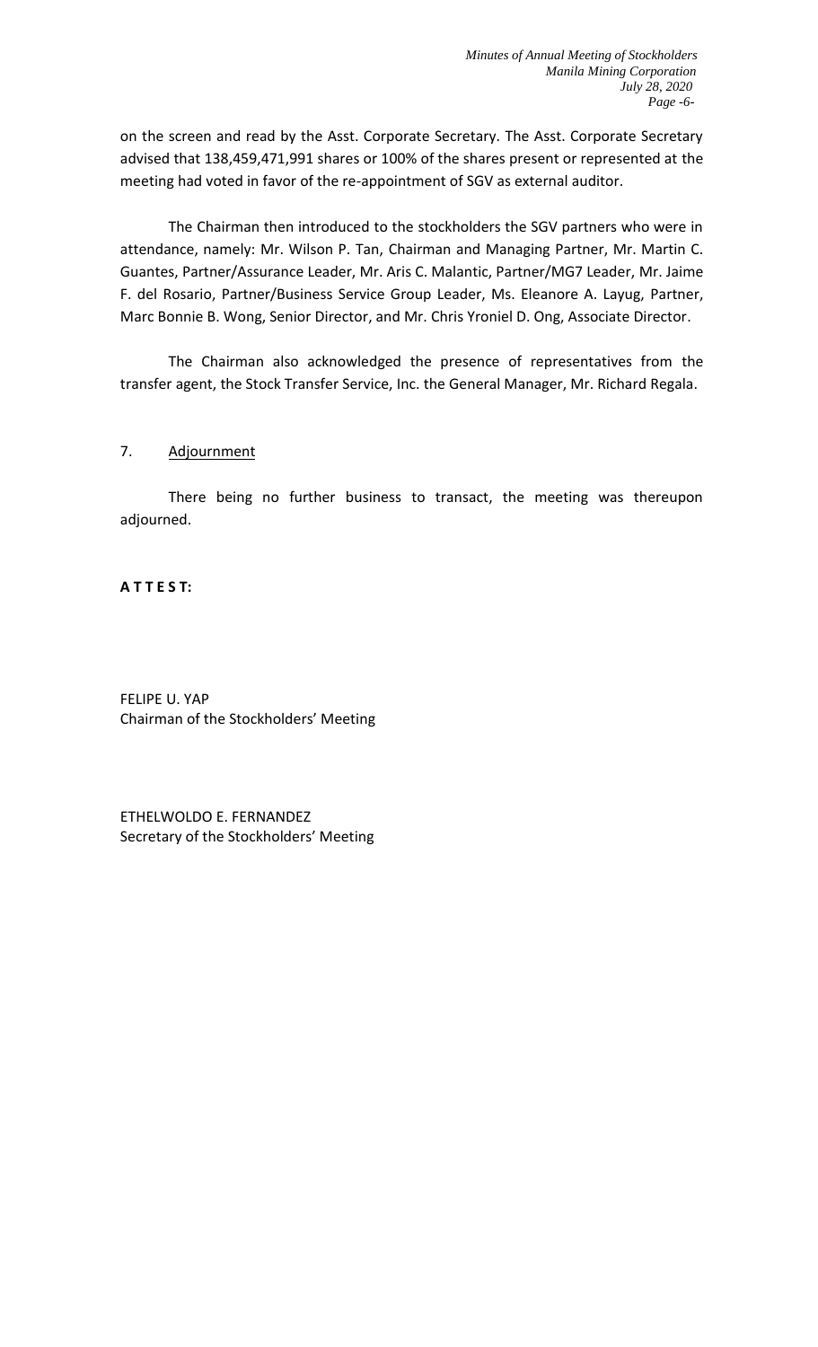on the screen and read by the Asst. Corporate Secretary. The Asst. Corporate Secretary advised that 138,459,471,991 shares or 100% of the shares present or represented at the meeting had voted in favor of the re-appointment of SGV as external auditor.

The Chairman then introduced to the stockholders the SGV partners who were in attendance, namely: Mr. Wilson P. Tan, Chairman and Managing Partner, Mr. Martin C. Guantes, Partner/Assurance Leader, Mr. Aris C. Malantic, Partner/MG7 Leader, Mr. Jaime F. del Rosario, Partner/Business Service Group Leader, Ms. Eleanore A. Layug, Partner, Marc Bonnie B. Wong, Senior Director, and Mr. Chris Yroniel D. Ong, Associate Director.

The Chairman also acknowledged the presence of representatives from the transfer agent, the Stock Transfer Service, Inc. the General Manager, Mr. Richard Regala.

7. Adjournment

There being no further business to transact, the meeting was thereupon adjourned.

**A T T E S T:**

FELIPE U. YAP
Chairman of the Stockholders' Meeting

ETHELWOLDO E. FERNANDEZ
Secretary of the Stockholders' Meeting